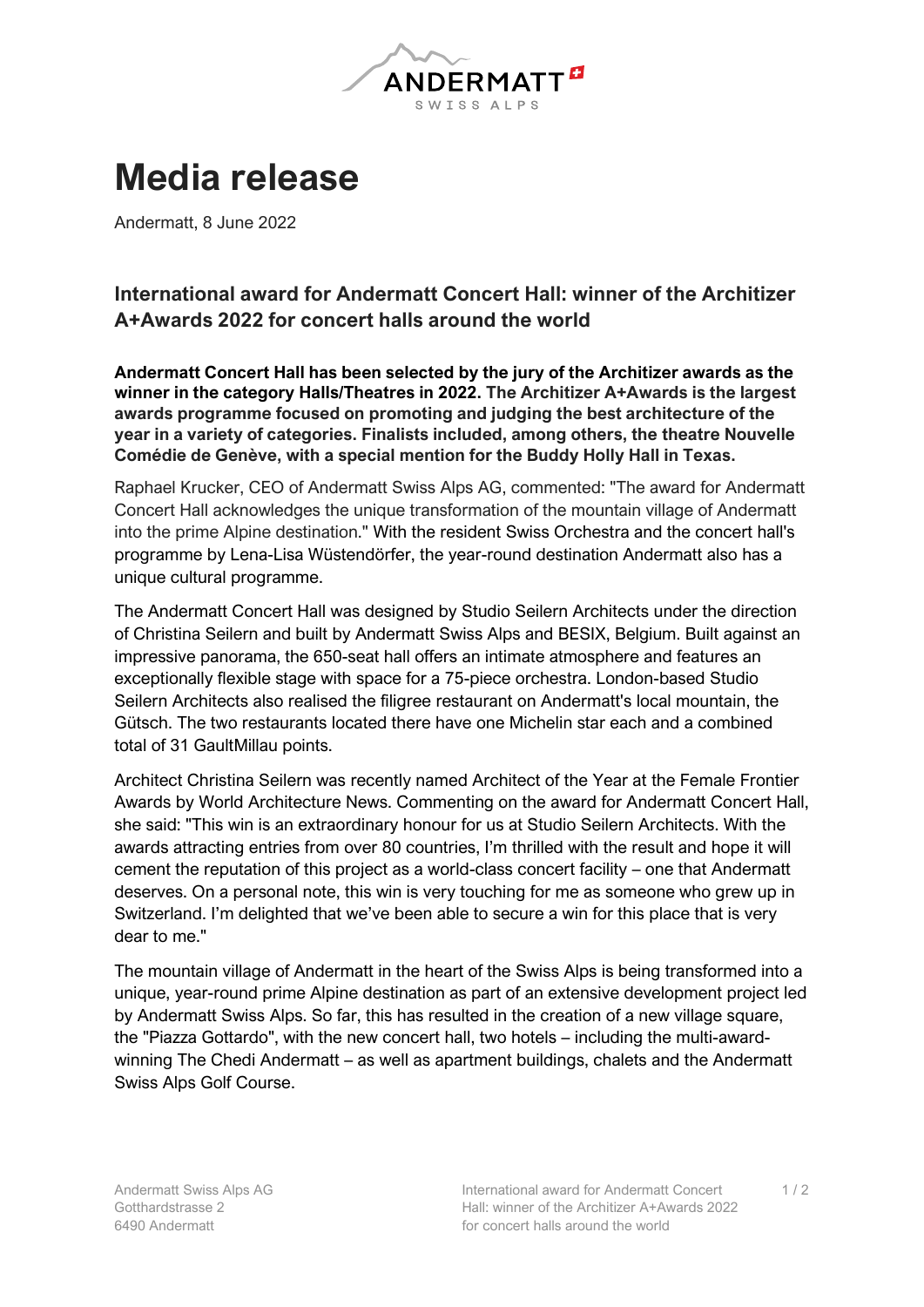# Media release

Andermatt, 8 June 2022

## International award for Andermatt Concert Hall: winner of the Architizer A+Awards 2022 for concert halls around the world

**Andermatt Concert Hall has been selected by the jury of the Architizer awards as the winner in the category Halls/Theatres in 2022. The Architizer A+Awards is the largest awards programme focused on promoting and judging the best architecture of the year in a variety of categories. Finalists included, among others, the theatre Nouvelle Comédie de Genève, with a special mention for the Buddy Holly Hall in Texas.**

Raphael Krucker, CEO of Andermatt Swiss Alps AG, commented: "The award for Andermatt Concert Hall acknowledges the unique transformation of the mountain village of Andermatt into the prime Alpine destination." With the resident Swiss Orchestra and the concert hall's programme by Lena-Lisa Wüstendörfer, the year-round destination Andermatt also has a unique cultural programme.

The Andermatt Concert Hall was designed by Studio Seilern Architects under the direction of Christina Seilern and built by Andermatt Swiss Alps and BESIX, Belgium. Built against an impressive panorama, the 650-seat hall offers an intimate atmosphere and features an exceptionally flexible stage with space for a 75-piece orchestra. London-based Studio Seilern Architects also realised the filigree restaurant on Andermatt's local mountain, the Gütsch. The two restaurants located there have one Michelin star each and a combined total of 31 GaultMillau points.

Architect Christina Seilern was recently named Architect of the Year at the Female Frontier Awards by World Architecture News. Commenting on the award for Andermatt Concert Hall, she said: "This win is an extraordinary honour for us at Studio Seilern Architects. With the awards attracting entries from over 80 countries, I'm thrilled with the result and hope it will cement the reputation of this project as a world-class concert facility – one that Andermatt deserves. On a personal note, this win is very touching for me as someone who grew up in Switzerland. I'm delighted that we've been able to secure a win for this place that is very dear to me."

The mountain village of Andermatt in the heart of the Swiss Alps is being transformed into a unique, year-round prime Alpine destination as part of an extensive development project led by Andermatt Swiss Alps. So far, this has resulted in the creation of a new village square, the "Piazza Gottardo", with the new concert hall, two hotels – including the multi-award-winning The Chedi Andermatt – as well as apartment buildings, chalets and the Andermatt Swiss Alps Golf Course.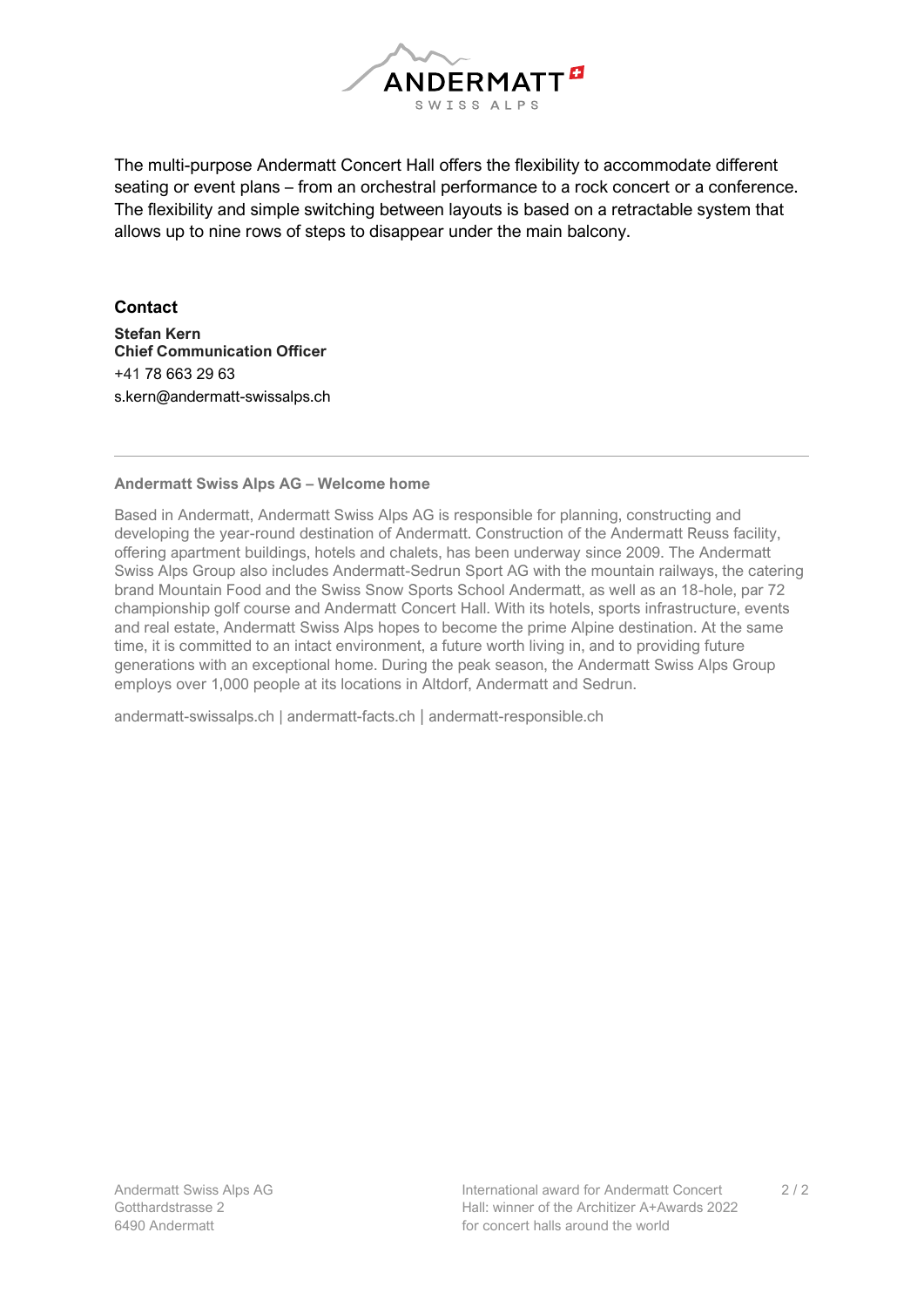The multi-purpose Andermatt Concert Hall offers the flexibility to accommodate different seating or event plans – from an orchestral performance to a rock concert or a conference. The flexibility and simple switching between layouts is based on a retractable system that allows up to nine rows of steps to disappear under the main balcony.

**Contact**

**Stefan Kern**
**Chief Communication Officer**
+41 78 663 29 63
s.kern@andermatt-swissalps.ch

---

**Andermatt Swiss Alps AG – Welcome home**

Based in Andermatt, Andermatt Swiss Alps AG is responsible for planning, constructing and developing the year-round destination of Andermatt. Construction of the Andermatt Reuss facility, offering apartment buildings, hotels and chalets, has been underway since 2009. The Andermatt Swiss Alps Group also includes Andermatt-Sedrun Sport AG with the mountain railways, the catering brand Mountain Food and the Swiss Snow Sports School Andermatt, as well as an 18-hole, par 72 championship golf course and Andermatt Concert Hall. With its hotels, sports infrastructure, events and real estate, Andermatt Swiss Alps hopes to become the prime Alpine destination. At the same time, it is committed to an intact environment, a future worth living in, and to providing future generations with an exceptional home. During the peak season, the Andermatt Swiss Alps Group employs over 1,000 people at its locations in Altdorf, Andermatt and Sedrun.

andermatt-swissalps.ch | andermatt-facts.ch | andermatt-responsible.ch